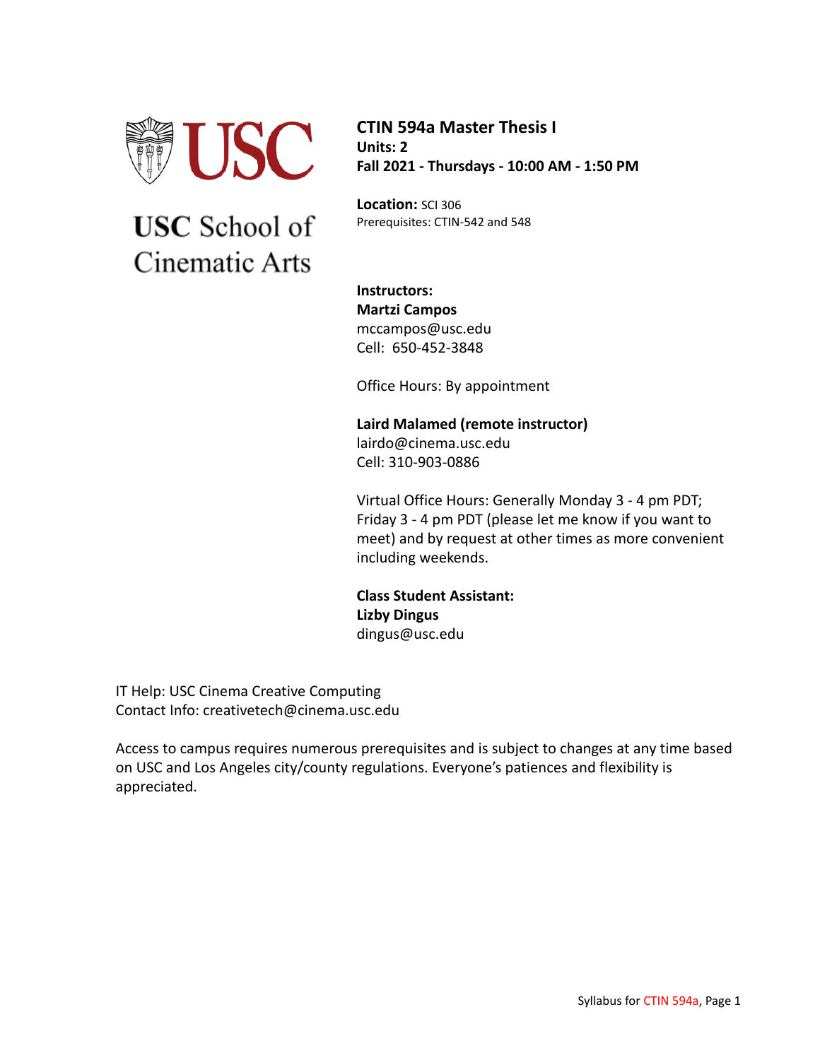USC School of Cinematic Arts

# CTIN 594a Master Thesis I

**Units: 2**
**Fall 2021 - Thursdays - 10:00 AM - 1:50 PM**

**Location:** SCI 306
Prerequisites: CTIN-542 and 548

**Instructors:**
**Martzi Campos**
mccampos@usc.edu
Cell: 650-452-3848

Office Hours: By appointment

**Laird Malamed (remote instructor)**
lairdo@cinema.usc.edu
Cell: 310-903-0886

Virtual Office Hours: Generally Monday 3 - 4 pm PDT; Friday 3 - 4 pm PDT (please let me know if you want to meet) and by request at other times as more convenient including weekends.

**Class Student Assistant:**
**Lizby Dingus**
dingus@usc.edu

IT Help: USC Cinema Creative Computing
Contact Info: creativetech@cinema.usc.edu

Access to campus requires numerous prerequisites and is subject to changes at any time based on USC and Los Angeles city/county regulations. Everyone's patiences and flexibility is appreciated.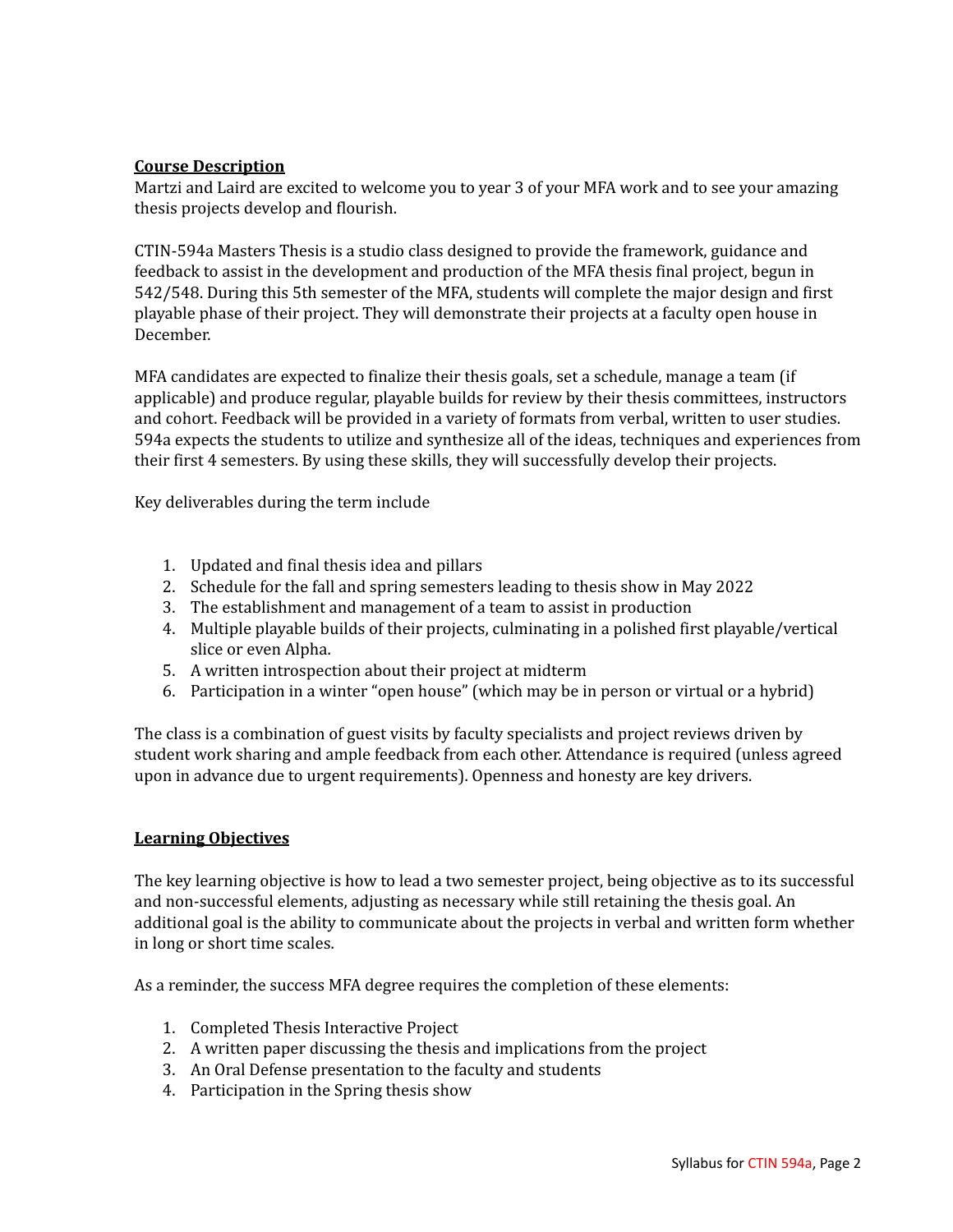## Course Description

Martzi and Laird are excited to welcome you to year 3 of your MFA work and to see your amazing thesis projects develop and flourish.

CTIN-594a Masters Thesis is a studio class designed to provide the framework, guidance and feedback to assist in the development and production of the MFA thesis final project, begun in 542/548. During this 5th semester of the MFA, students will complete the major design and first playable phase of their project. They will demonstrate their projects at a faculty open house in December.

MFA candidates are expected to finalize their thesis goals, set a schedule, manage a team (if applicable) and produce regular, playable builds for review by their thesis committees, instructors and cohort. Feedback will be provided in a variety of formats from verbal, written to user studies. 594a expects the students to utilize and synthesize all of the ideas, techniques and experiences from their first 4 semesters. By using these skills, they will successfully develop their projects.

Key deliverables during the term include

1. Updated and final thesis idea and pillars
2. Schedule for the fall and spring semesters leading to thesis show in May 2022
3. The establishment and management of a team to assist in production
4. Multiple playable builds of their projects, culminating in a polished first playable/vertical slice or even Alpha.
5. A written introspection about their project at midterm
6. Participation in a winter "open house" (which may be in person or virtual or a hybrid)

The class is a combination of guest visits by faculty specialists and project reviews driven by student work sharing and ample feedback from each other. Attendance is required (unless agreed upon in advance due to urgent requirements). Openness and honesty are key drivers.

## Learning Objectives

The key learning objective is how to lead a two semester project, being objective as to its successful and non-successful elements, adjusting as necessary while still retaining the thesis goal. An additional goal is the ability to communicate about the projects in verbal and written form whether in long or short time scales.

As a reminder, the success MFA degree requires the completion of these elements:

1. Completed Thesis Interactive Project
2. A written paper discussing the thesis and implications from the project
3. An Oral Defense presentation to the faculty and students
4. Participation in the Spring thesis show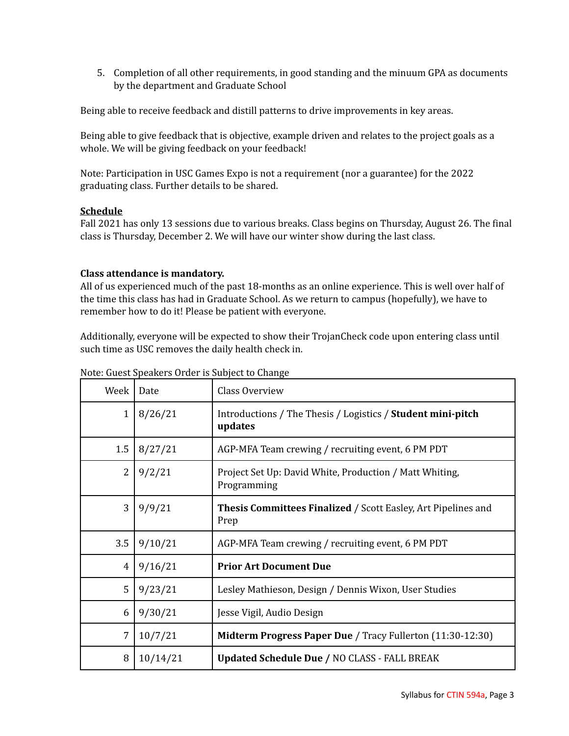5. Completion of all other requirements, in good standing and the minuum GPA as documents by the department and Graduate School

Being able to receive feedback and distill patterns to drive improvements in key areas.

Being able to give feedback that is objective, example driven and relates to the project goals as a whole. We will be giving feedback on your feedback!

Note: Participation in USC Games Expo is not a requirement (nor a guarantee) for the 2022 graduating class. Further details to be shared.

**Schedule**

Fall 2021 has only 13 sessions due to various breaks. Class begins on Thursday, August 26. The final class is Thursday, December 2. We will have our winter show during the last class.

**Class attendance is mandatory.**

All of us experienced much of the past 18-months as an online experience. This is well over half of the time this class has had in Graduate School. As we return to campus (hopefully), we have to remember how to do it! Please be patient with everyone.

Additionally, everyone will be expected to show their TrojanCheck code upon entering class until such time as USC removes the daily health check in.

Note: Guest Speakers Order is Subject to Change

| Week | Date | Class Overview |
|---|---|---|
| 1 | 8/26/21 | Introductions / The Thesis / Logistics / **Student mini-pitch updates** |
| 1.5 | 8/27/21 | AGP-MFA Team crewing / recruiting event, 6 PM PDT |
| 2 | 9/2/21 | Project Set Up: David White, Production / Matt Whiting, Programming |
| 3 | 9/9/21 | **Thesis Committees Finalized** / Scott Easley, Art Pipelines and Prep |
| 3.5 | 9/10/21 | AGP-MFA Team crewing / recruiting event, 6 PM PDT |
| 4 | 9/16/21 | **Prior Art Document Due** |
| 5 | 9/23/21 | Lesley Mathieson, Design / Dennis Wixon, User Studies |
| 6 | 9/30/21 | Jesse Vigil, Audio Design |
| 7 | 10/7/21 | **Midterm Progress Paper Due** / Tracy Fullerton (11:30-12:30) |
| 8 | 10/14/21 | **Updated Schedule Due /** NO CLASS - FALL BREAK |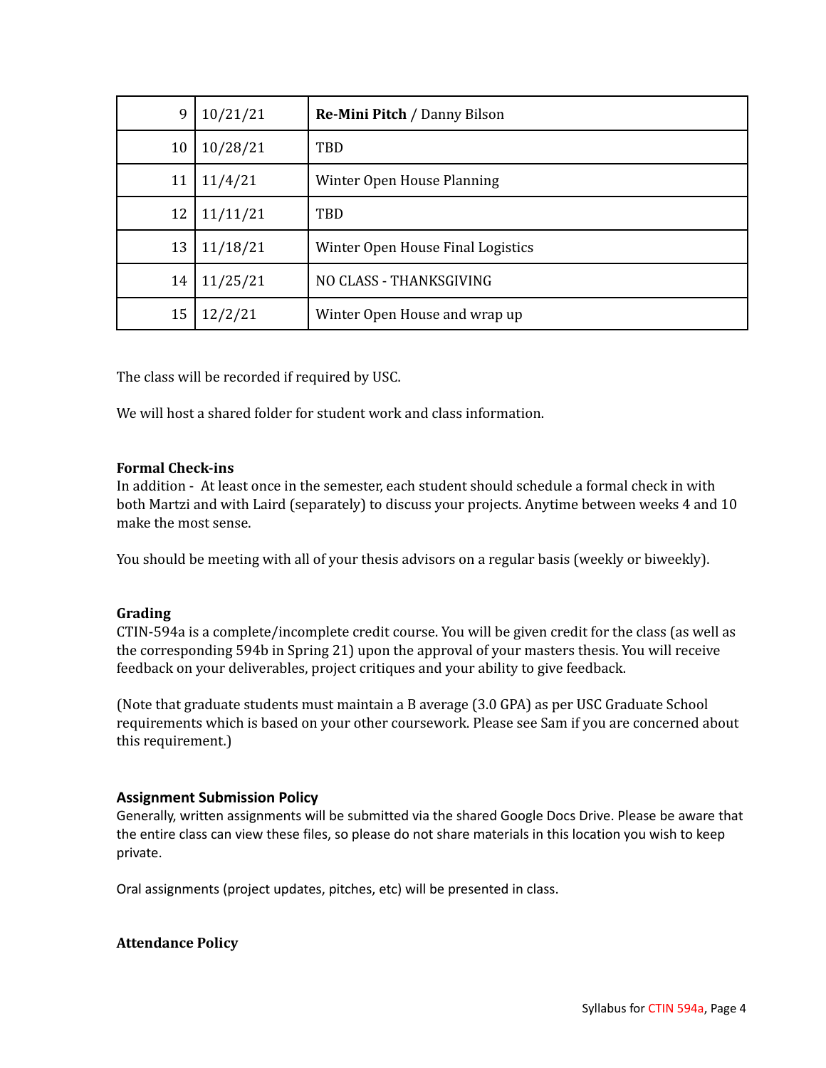| 9 | 10/21/21 | **Re-Mini Pitch** / Danny Bilson |
|---|---|---|
| 10 | 10/28/21 | TBD |
| 11 | 11/4/21 | Winter Open House Planning |
| 12 | 11/11/21 | TBD |
| 13 | 11/18/21 | Winter Open House Final Logistics |
| 14 | 11/25/21 | NO CLASS - THANKSGIVING |
| 15 | 12/2/21 | Winter Open House and wrap up |

The class will be recorded if required by USC.

We will host a shared folder for student work and class information.

**Formal Check-ins**

In addition - At least once in the semester, each student should schedule a formal check in with both Martzi and with Laird (separately) to discuss your projects. Anytime between weeks 4 and 10 make the most sense.

You should be meeting with all of your thesis advisors on a regular basis (weekly or biweekly).

**Grading**

CTIN-594a is a complete/incomplete credit course. You will be given credit for the class (as well as the corresponding 594b in Spring 21) upon the approval of your masters thesis. You will receive feedback on your deliverables, project critiques and your ability to give feedback.

(Note that graduate students must maintain a B average (3.0 GPA) as per USC Graduate School requirements which is based on your other coursework. Please see Sam if you are concerned about this requirement.)

**Assignment Submission Policy**

Generally, written assignments will be submitted via the shared Google Docs Drive. Please be aware that the entire class can view these files, so please do not share materials in this location you wish to keep private.

Oral assignments (project updates, pitches, etc) will be presented in class.

**Attendance Policy**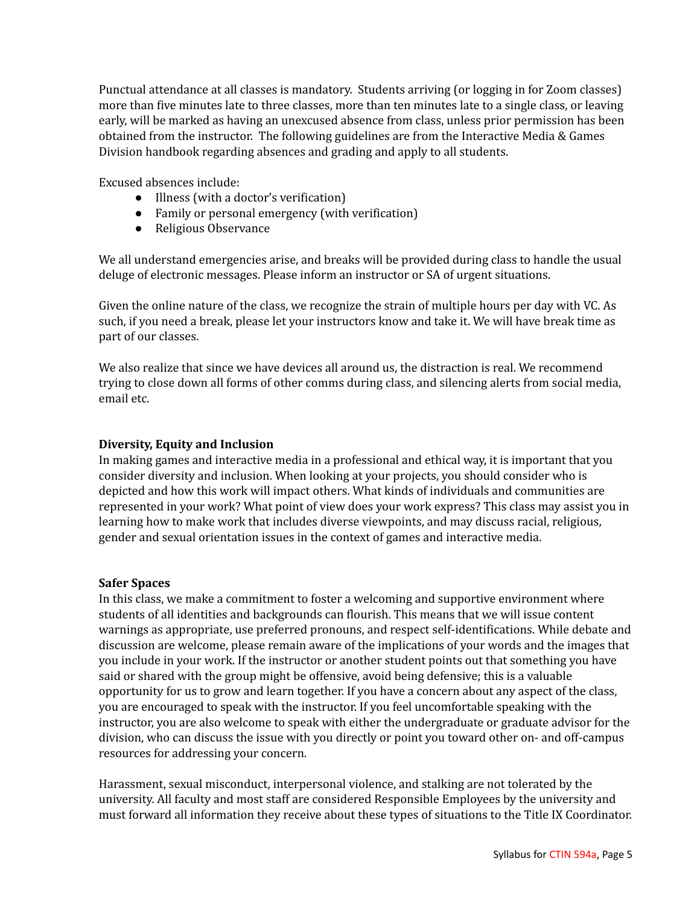Punctual attendance at all classes is mandatory. Students arriving (or logging in for Zoom classes) more than five minutes late to three classes, more than ten minutes late to a single class, or leaving early, will be marked as having an unexcused absence from class, unless prior permission has been obtained from the instructor. The following guidelines are from the Interactive Media & Games Division handbook regarding absences and grading and apply to all students.

Excused absences include:

- Illness (with a doctor's verification)
- Family or personal emergency (with verification)
- Religious Observance

We all understand emergencies arise, and breaks will be provided during class to handle the usual deluge of electronic messages. Please inform an instructor or SA of urgent situations.

Given the online nature of the class, we recognize the strain of multiple hours per day with VC. As such, if you need a break, please let your instructors know and take it. We will have break time as part of our classes.

We also realize that since we have devices all around us, the distraction is real. We recommend trying to close down all forms of other comms during class, and silencing alerts from social media, email etc.

**Diversity, Equity and Inclusion**

In making games and interactive media in a professional and ethical way, it is important that you consider diversity and inclusion. When looking at your projects, you should consider who is depicted and how this work will impact others. What kinds of individuals and communities are represented in your work? What point of view does your work express? This class may assist you in learning how to make work that includes diverse viewpoints, and may discuss racial, religious, gender and sexual orientation issues in the context of games and interactive media.

**Safer Spaces**

In this class, we make a commitment to foster a welcoming and supportive environment where students of all identities and backgrounds can flourish. This means that we will issue content warnings as appropriate, use preferred pronouns, and respect self-identifications. While debate and discussion are welcome, please remain aware of the implications of your words and the images that you include in your work. If the instructor or another student points out that something you have said or shared with the group might be offensive, avoid being defensive; this is a valuable opportunity for us to grow and learn together. If you have a concern about any aspect of the class, you are encouraged to speak with the instructor. If you feel uncomfortable speaking with the instructor, you are also welcome to speak with either the undergraduate or graduate advisor for the division, who can discuss the issue with you directly or point you toward other on- and off-campus resources for addressing your concern.

Harassment, sexual misconduct, interpersonal violence, and stalking are not tolerated by the university. All faculty and most staff are considered Responsible Employees by the university and must forward all information they receive about these types of situations to the Title IX Coordinator.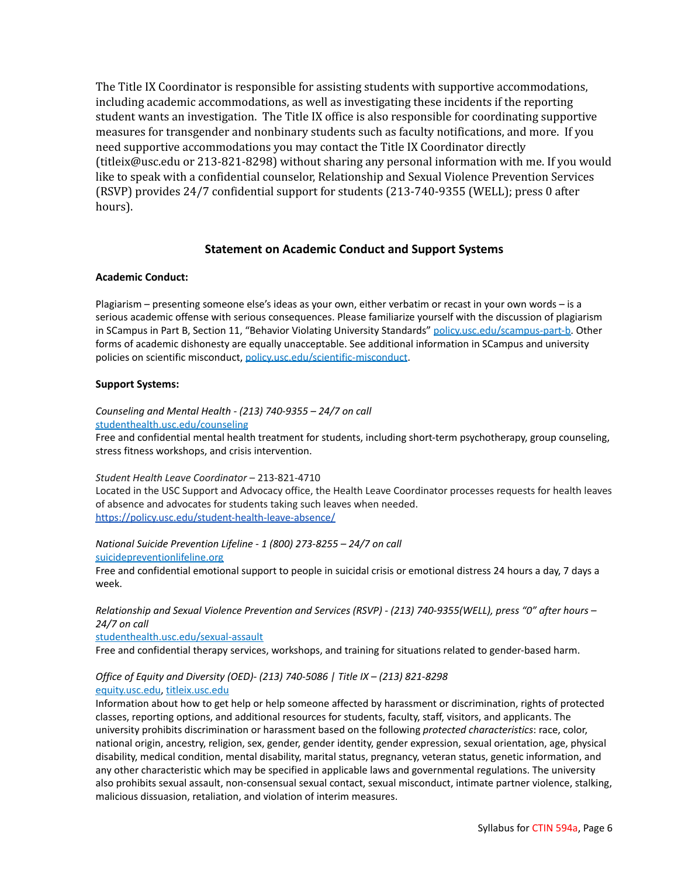The Title IX Coordinator is responsible for assisting students with supportive accommodations, including academic accommodations, as well as investigating these incidents if the reporting student wants an investigation. The Title IX office is also responsible for coordinating supportive measures for transgender and nonbinary students such as faculty notifications, and more. If you need supportive accommodations you may contact the Title IX Coordinator directly (titleix@usc.edu or 213-821-8298) without sharing any personal information with me. If you would like to speak with a confidential counselor, Relationship and Sexual Violence Prevention Services (RSVP) provides 24/7 confidential support for students (213-740-9355 (WELL); press 0 after hours).

## Statement on Academic Conduct and Support Systems

**Academic Conduct:**

Plagiarism – presenting someone else's ideas as your own, either verbatim or recast in your own words – is a serious academic offense with serious consequences. Please familiarize yourself with the discussion of plagiarism in SCampus in Part B, Section 11, "Behavior Violating University Standards" [policy.usc.edu/scampus-part-b](policy.usc.edu/scampus-part-b). Other forms of academic dishonesty are equally unacceptable. See additional information in SCampus and university policies on scientific misconduct, [policy.usc.edu/scientific-misconduct](policy.usc.edu/scientific-misconduct).

**Support Systems:**

*Counseling and Mental Health - (213) 740-9355 – 24/7 on call*
[studenthealth.usc.edu/counseling](studenthealth.usc.edu/counseling)
Free and confidential mental health treatment for students, including short-term psychotherapy, group counseling, stress fitness workshops, and crisis intervention.

*Student Health Leave Coordinator* – 213-821-4710
Located in the USC Support and Advocacy office, the Health Leave Coordinator processes requests for health leaves of absence and advocates for students taking such leaves when needed.
[https://policy.usc.edu/student-health-leave-absence/](https://policy.usc.edu/student-health-leave-absence/)

*National Suicide Prevention Lifeline - 1 (800) 273-8255 – 24/7 on call*
[suicidepreventionlifeline.org](suicidepreventionlifeline.org)
Free and confidential emotional support to people in suicidal crisis or emotional distress 24 hours a day, 7 days a week.

*Relationship and Sexual Violence Prevention and Services (RSVP) - (213) 740-9355(WELL), press "0" after hours – 24/7 on call*
[studenthealth.usc.edu/sexual-assault](studenthealth.usc.edu/sexual-assault)
Free and confidential therapy services, workshops, and training for situations related to gender-based harm.

*Office of Equity and Diversity (OED)- (213) 740-5086 | Title IX – (213) 821-8298*
[equity.usc.edu](equity.usc.edu), [titleix.usc.edu](titleix.usc.edu)
Information about how to get help or help someone affected by harassment or discrimination, rights of protected classes, reporting options, and additional resources for students, faculty, staff, visitors, and applicants. The university prohibits discrimination or harassment based on the following *protected characteristics*: race, color, national origin, ancestry, religion, sex, gender, gender identity, gender expression, sexual orientation, age, physical disability, medical condition, mental disability, marital status, pregnancy, veteran status, genetic information, and any other characteristic which may be specified in applicable laws and governmental regulations. The university also prohibits sexual assault, non-consensual sexual contact, sexual misconduct, intimate partner violence, stalking, malicious dissuasion, retaliation, and violation of interim measures.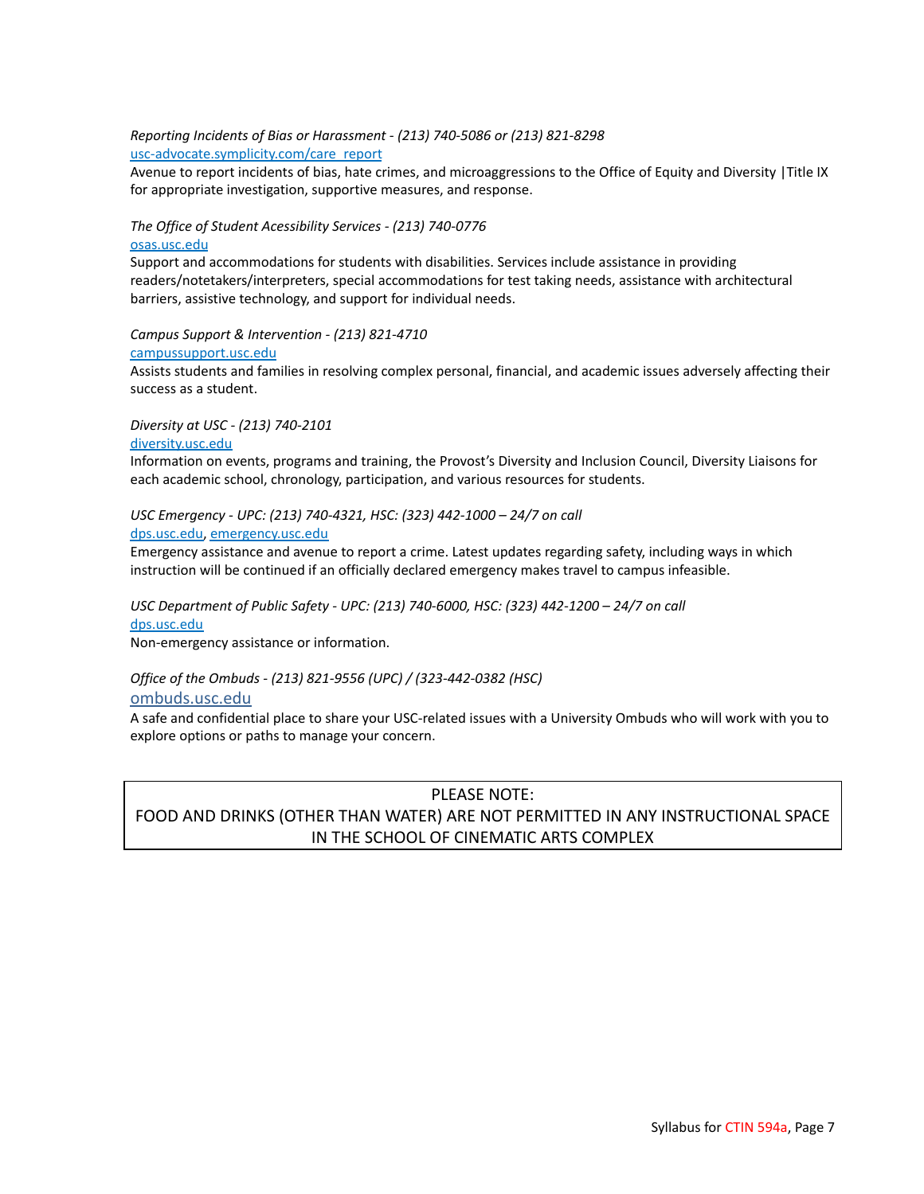*Reporting Incidents of Bias or Harassment - (213) 740-5086 or (213) 821-8298*
usc-advocate.symplicity.com/care_report
Avenue to report incidents of bias, hate crimes, and microaggressions to the Office of Equity and Diversity |Title IX for appropriate investigation, supportive measures, and response.

*The Office of Student Acessibility Services - (213) 740-0776*
osas.usc.edu
Support and accommodations for students with disabilities. Services include assistance in providing readers/notetakers/interpreters, special accommodations for test taking needs, assistance with architectural barriers, assistive technology, and support for individual needs.

*Campus Support & Intervention - (213) 821-4710*
campussupport.usc.edu
Assists students and families in resolving complex personal, financial, and academic issues adversely affecting their success as a student.

*Diversity at USC - (213) 740-2101*
diversity.usc.edu
Information on events, programs and training, the Provost's Diversity and Inclusion Council, Diversity Liaisons for each academic school, chronology, participation, and various resources for students.

*USC Emergency - UPC: (213) 740-4321, HSC: (323) 442-1000 – 24/7 on call*
dps.usc.edu, emergency.usc.edu
Emergency assistance and avenue to report a crime. Latest updates regarding safety, including ways in which instruction will be continued if an officially declared emergency makes travel to campus infeasible.

*USC Department of Public Safety - UPC: (213) 740-6000, HSC: (323) 442-1200 – 24/7 on call*
dps.usc.edu
Non-emergency assistance or information.

*Office of the Ombuds - (213) 821-9556 (UPC) / (323-442-0382 (HSC)*
ombuds.usc.edu
A safe and confidential place to share your USC-related issues with a University Ombuds who will work with you to explore options or paths to manage your concern.

PLEASE NOTE:
FOOD AND DRINKS (OTHER THAN WATER) ARE NOT PERMITTED IN ANY INSTRUCTIONAL SPACE IN THE SCHOOL OF CINEMATIC ARTS COMPLEX